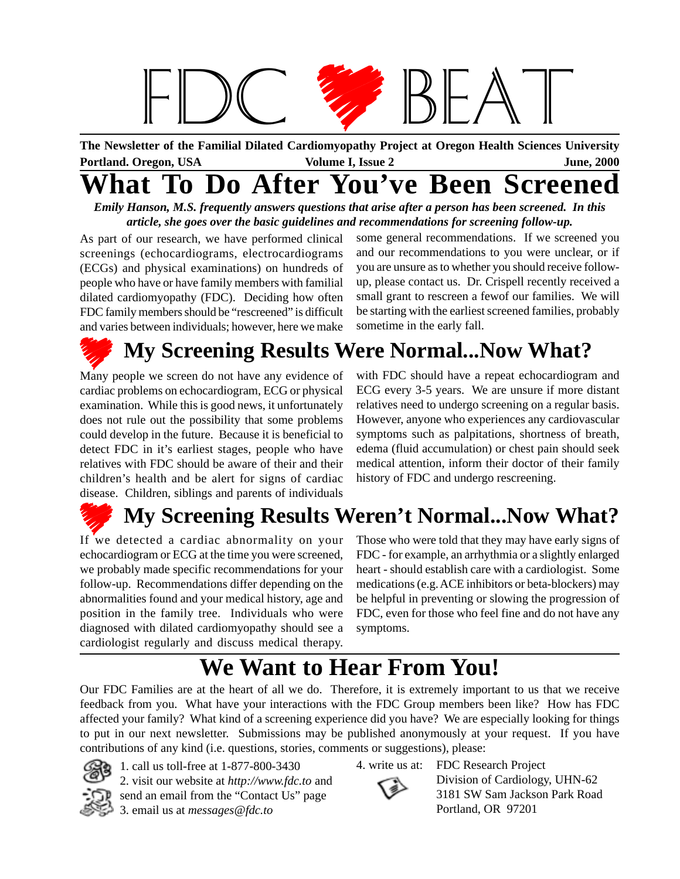# FDC BEAT

**The Newsletter of the Familial Dilated Cardiomyopathy Project at Oregon Health Sciences University**

**Portland. Oregon, USA** **Volume I, Issue 2** **June, 2000**

# What To Do After You've Been Screened

***Emily Hanson, M.S. frequently answers questions that arise after a person has been screened. In this article, she goes over the basic guidelines and recommendations for screening follow-up.***

As part of our research, we have performed clinical screenings (echocardiograms, electrocardiograms (ECGs) and physical examinations) on hundreds of people who have or have family members with familial dilated cardiomyopathy (FDC). Deciding how often FDC family members should be "rescreened" is difficult and varies between individuals; however, here we make some general recommendations. If we screened you and our recommendations to you were unclear, or if you are unsure as to whether you should receive follow-up, please contact us. Dr. Crispell recently received a small grant to rescreen a fewof our families. We will be starting with the earliest screened families, probably sometime in the early fall.

## My Screening Results Were Normal...Now What?

Many people we screen do not have any evidence of cardiac problems on echocardiogram, ECG or physical examination. While this is good news, it unfortunately does not rule out the possibility that some problems could develop in the future. Because it is beneficial to detect FDC in it's earliest stages, people who have relatives with FDC should be aware of their and their children's health and be alert for signs of cardiac disease. Children, siblings and parents of individuals with FDC should have a repeat echocardiogram and ECG every 3-5 years. We are unsure if more distant relatives need to undergo screening on a regular basis. However, anyone who experiences any cardiovascular symptoms such as palpitations, shortness of breath, edema (fluid accumulation) or chest pain should seek medical attention, inform their doctor of their family history of FDC and undergo rescreening.

## My Screening Results Weren't Normal...Now What?

If we detected a cardiac abnormality on your echocardiogram or ECG at the time you were screened, we probably made specific recommendations for your follow-up. Recommendations differ depending on the abnormalities found and your medical history, age and position in the family tree. Individuals who were diagnosed with dilated cardiomyopathy should see a cardiologist regularly and discuss medical therapy. Those who were told that they may have early signs of FDC - for example, an arrhythmia or a slightly enlarged heart - should establish care with a cardiologist. Some medications (e.g. ACE inhibitors or beta-blockers) may be helpful in preventing or slowing the progression of FDC, even for those who feel fine and do not have any symptoms.

# We Want to Hear From You!

Our FDC Families are at the heart of all we do. Therefore, it is extremely important to us that we receive feedback from you. What have your interactions with the FDC Group members been like? How has FDC affected your family? What kind of a screening experience did you have? We are especially looking for things to put in our next newsletter. Submissions may be published anonymously at your request. If you have contributions of any kind (i.e. questions, stories, comments or suggestions), please:

1. call us toll-free at 1-877-800-3430
2. visit our website at *http://www.fdc.to* and send an email from the "Contact Us" page
3. email us at *messages@fdc.to*
4. write us at: FDC Research Project
   Division of Cardiology, UHN-62
   3181 SW Sam Jackson Park Road
   Portland, OR 97201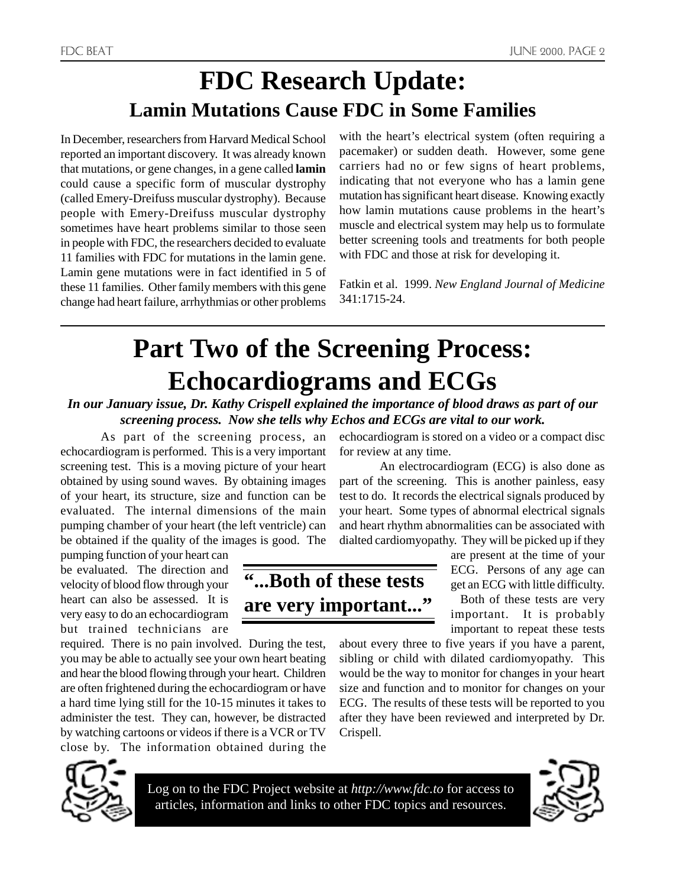# FDC Research Update:

## Lamin Mutations Cause FDC in Some Families

In December, researchers from Harvard Medical School reported an important discovery. It was already known that mutations, or gene changes, in a gene called **lamin** could cause a specific form of muscular dystrophy (called Emery-Dreifuss muscular dystrophy). Because people with Emery-Dreifuss muscular dystrophy sometimes have heart problems similar to those seen in people with FDC, the researchers decided to evaluate 11 families with FDC for mutations in the lamin gene. Lamin gene mutations were in fact identified in 5 of these 11 families. Other family members with this gene change had heart failure, arrhythmias or other problems with the heart's electrical system (often requiring a pacemaker) or sudden death. However, some gene carriers had no or few signs of heart problems, indicating that not everyone who has a lamin gene mutation has significant heart disease. Knowing exactly how lamin mutations cause problems in the heart's muscle and electrical system may help us to formulate better screening tools and treatments for both people with FDC and those at risk for developing it.

Fatkin et al. 1999. *New England Journal of Medicine* 341:1715-24.

# Part Two of the Screening Process: Echocardiograms and ECGs

***In our January issue, Dr. Kathy Crispell explained the importance of blood draws as part of our screening process. Now she tells why Echos and ECGs are vital to our work.***

As part of the screening process, an echocardiogram is performed. This is a very important screening test. This is a moving picture of your heart obtained by using sound waves. By obtaining images of your heart, its structure, size and function can be evaluated. The internal dimensions of the main pumping chamber of your heart (the left ventricle) can be obtained if the quality of the images is good. The pumping function of your heart can be evaluated. The direction and velocity of blood flow through your heart can also be assessed. It is very easy to do an echocardiogram but trained technicians are required. There is no pain involved. During the test, you may be able to actually see your own heart beating and hear the blood flowing through your heart. Children are often frightened during the echocardiogram or have a hard time lying still for the 10-15 minutes it takes to administer the test. They can, however, be distracted by watching cartoons or videos if there is a VCR or TV close by. The information obtained during the echocardiogram is stored on a video or a compact disc for review at any time.

**"...Both of these tests are very important..."**

An electrocardiogram (ECG) is also done as part of the screening. This is another painless, easy test to do. It records the electrical signals produced by your heart. Some types of abnormal electrical signals and heart rhythm abnormalities can be associated with dialted cardiomyopathy. They will be picked up if they are present at the time of your ECG. Persons of any age can get an ECG with little difficulty.

Both of these tests are very important. It is probably important to repeat these tests about every three to five years if you have a parent, sibling or child with dilated cardiomyopathy. This would be the way to monitor for changes in your heart size and function and to monitor for changes on your ECG. The results of these tests will be reported to you after they have been reviewed and interpreted by Dr. Crispell.

Log on to the FDC Project website at *http://www.fdc.to* for access to articles, information and links to other FDC topics and resources.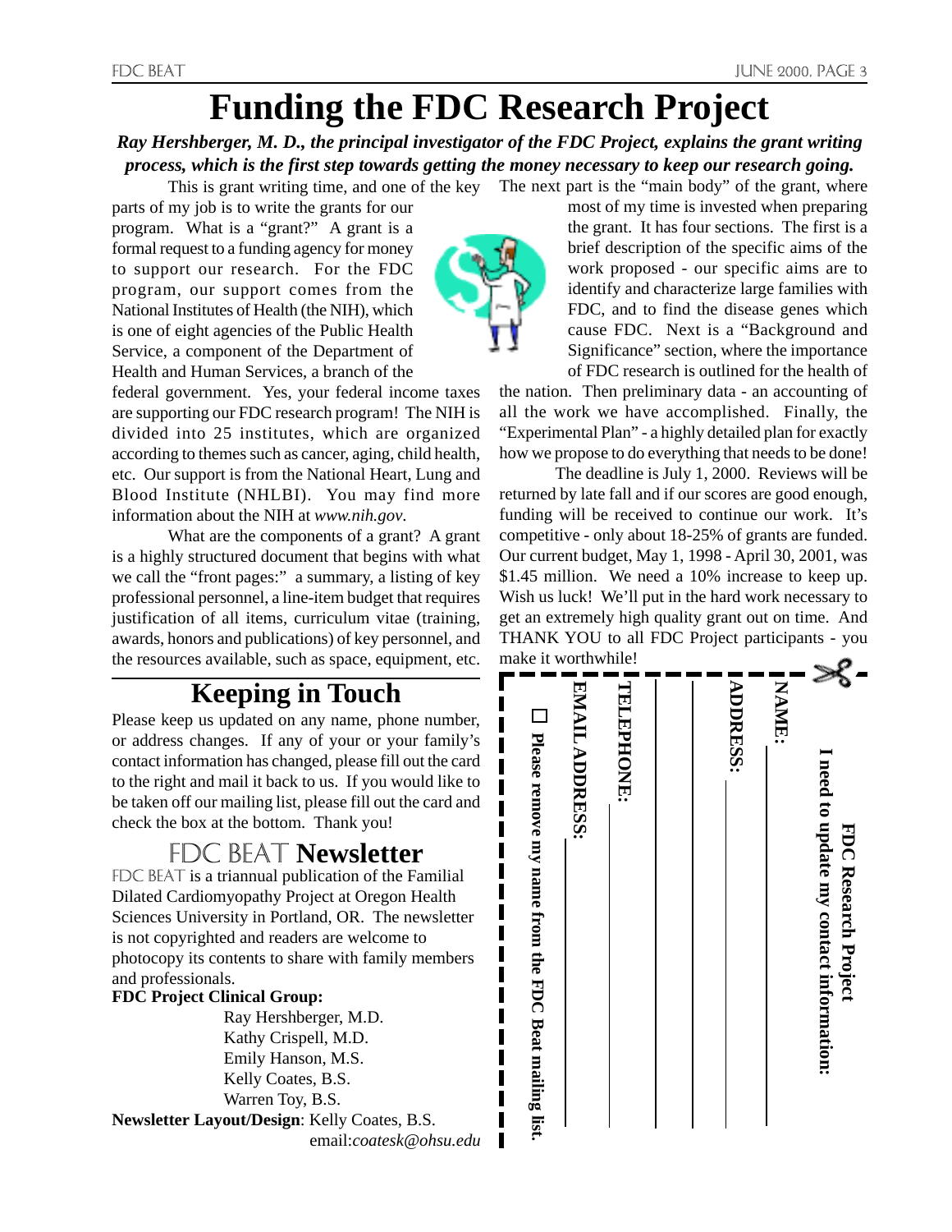# Funding the FDC Research Project

***Ray Hershberger, M. D., the principal investigator of the FDC Project, explains the grant writing process, which is the first step towards getting the money necessary to keep our research going.***

This is grant writing time, and one of the key parts of my job is to write the grants for our program. What is a "grant?" A grant is a formal request to a funding agency for money to support our research. For the FDC program, our support comes from the National Institutes of Health (the NIH), which is one of eight agencies of the Public Health Service, a component of the Department of Health and Human Services, a branch of the federal government. Yes, your federal income taxes are supporting our FDC research program! The NIH is divided into 25 institutes, which are organized according to themes such as cancer, aging, child health, etc. Our support is from the National Heart, Lung and Blood Institute (NHLBI). You may find more information about the NIH at *www.nih.gov*.

What are the components of a grant? A grant is a highly structured document that begins with what we call the "front pages:" a summary, a listing of key professional personnel, a line-item budget that requires justification of all items, curriculum vitae (training, awards, honors and publications) of key personnel, and the resources available, such as space, equipment, etc.

The next part is the "main body" of the grant, where most of my time is invested when preparing the grant. It has four sections. The first is a brief description of the specific aims of the work proposed - our specific aims are to identify and characterize large families with FDC, and to find the disease genes which cause FDC. Next is a "Background and Significance" section, where the importance of FDC research is outlined for the health of the nation. Then preliminary data - an accounting of all the work we have accomplished. Finally, the "Experimental Plan" - a highly detailed plan for exactly how we propose to do everything that needs to be done!

The deadline is July 1, 2000. Reviews will be returned by late fall and if our scores are good enough, funding will be received to continue our work. It's competitive - only about 18-25% of grants are funded. Our current budget, May 1, 1998 - April 30, 2001, was $1.45 million. We need a 10% increase to keep up. Wish us luck! We'll put in the hard work necessary to get an extremely high quality grant out on time. And THANK YOU to all FDC Project participants - you make it worthwhile!

## Keeping in Touch

Please keep us updated on any name, phone number, or address changes. If any of your or your family's contact information has changed, please fill out the card to the right and mail it back to us. If you would like to be taken off our mailing list, please fill out the card and check the box at the bottom. Thank you!

## FDC BEAT Newsletter

FDC BEAT is a triannual publication of the Familial Dilated Cardiomyopathy Project at Oregon Health Sciences University in Portland, OR. The newsletter is not copyrighted and readers are welcome to photocopy its contents to share with family members and professionals.

**FDC Project Clinical Group:**

Ray Hershberger, M.D.
Kathy Crispell, M.D.
Emily Hanson, M.S.
Kelly Coates, B.S.
Warren Toy, B.S.

**Newsletter Layout/Design**: Kelly Coates, B.S.
email:*coatesk@ohsu.edu*

---

**FDC Research Project**

**I need to update my contact information:**

**NAME:**

**ADDRESS:**

**TELEPHONE:**

**EMAIL ADDRESS:**

☐ **Please remove my name from the FDC Beat mailing list.**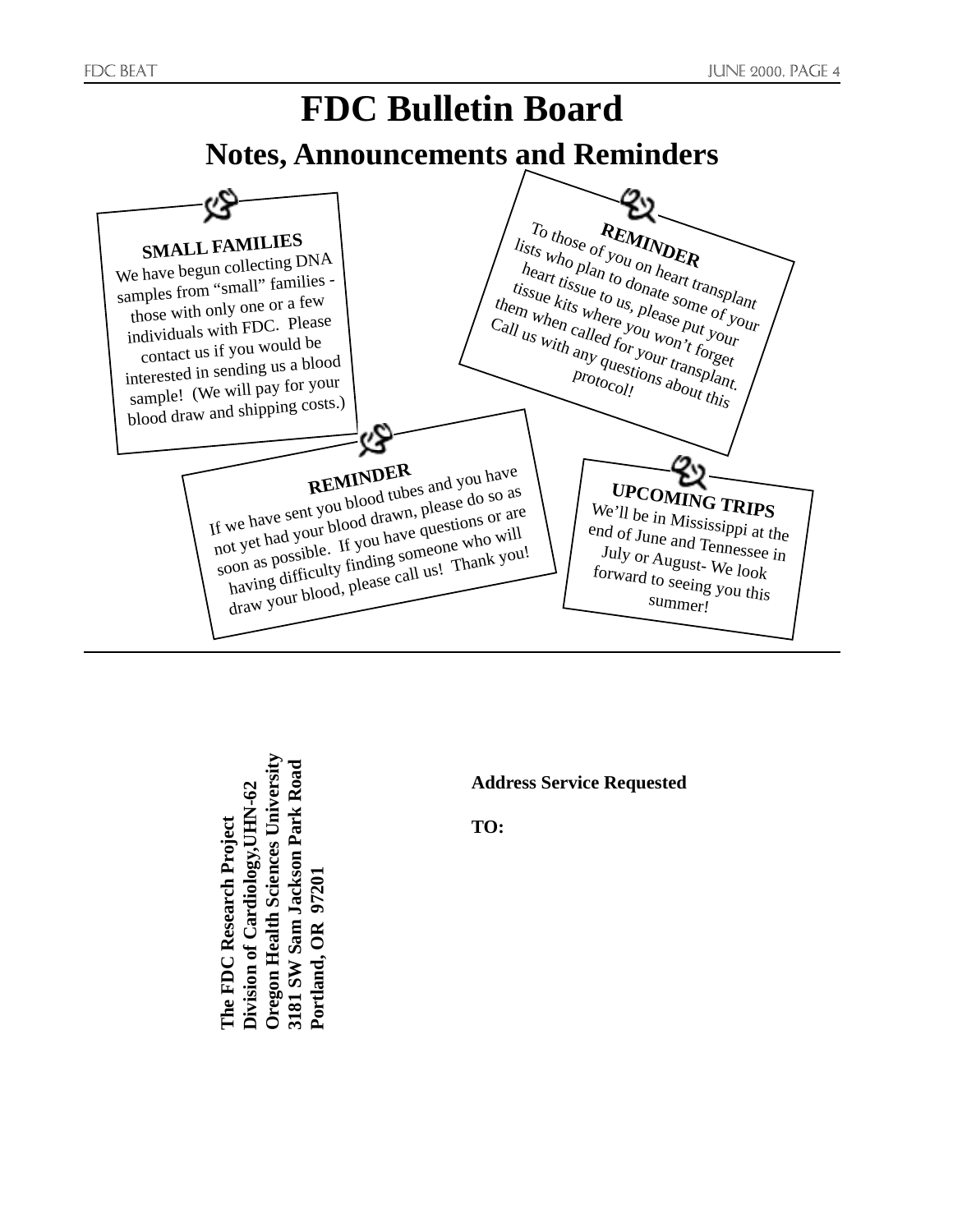# FDC Bulletin Board

## Notes, Announcements and Reminders

**SMALL FAMILIES**

We have begun collecting DNA samples from "small" families - those with only one or a few individuals with FDC. Please contact us if you would be interested in sending us a blood sample! (We will pay for your blood draw and shipping costs.)

**REMINDER**

To those of you on heart transplant lists who plan to donate some of your heart tissue to us, please put your tissue kits where you won't forget them when called for your transplant. Call us with any questions about this protocol!

**REMINDER**

If we have sent you blood tubes and you have not yet had your blood drawn, please do so as soon as possible. If you have questions or are having difficulty finding someone who will draw your blood, please call us! Thank you!

**UPCOMING TRIPS**

We'll be in Mississippi at the end of June and Tennessee in July or August- We look forward to seeing you this summer!

---

**The FDC Research Project**
**Division of Cardiology,UHN-62**
**Oregon Health Sciences University**
**3181 SW Sam Jackson Park Road**
**Portland, OR 97201**

**Address Service Requested**

**TO:**